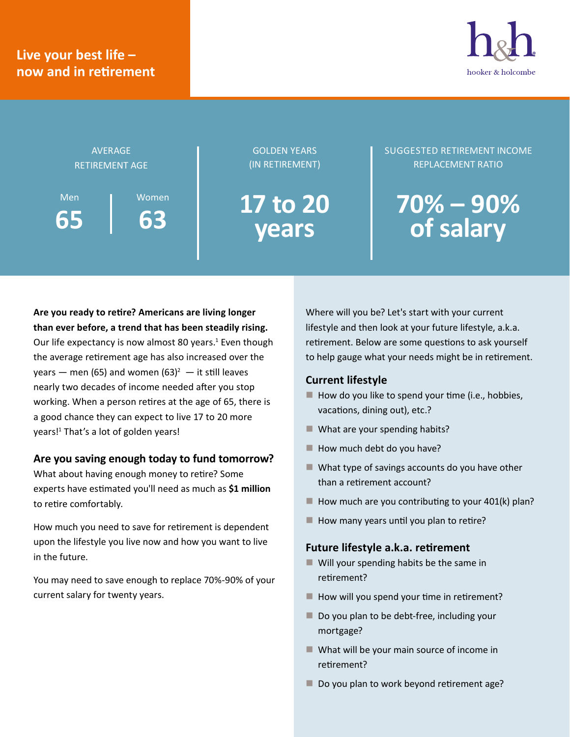# Live your best life – now and in retirement

hooker & holcombe

| AVERAGE RETIREMENT AGE | | GOLDEN YEARS (IN RETIREMENT) | SUGGESTED RETIREMENT INCOME REPLACEMENT RATIO |
| --- | --- | --- | --- |
| Men | Women | | |
| **65** | **63** | **17 to 20 years** | **70% – 90% of salary** |

**Are you ready to retire? Americans are living longer than ever before, a trend that has been steadily rising.** Our life expectancy is now almost 80 years.[1] Even though the average retirement age has also increased over the years — men (65) and women (63)[2] — it still leaves nearly two decades of income needed after you stop working. When a person retires at the age of 65, there is a good chance they can expect to live 17 to 20 more years![1] That's a lot of golden years!

## Are you saving enough today to fund tomorrow?

What about having enough money to retire? Some experts have estimated you'll need as much as **$1 million** to retire comfortably.

How much you need to save for retirement is dependent upon the lifestyle you live now and how you want to live in the future.

You may need to save enough to replace 70%-90% of your current salary for twenty years.

Where will you be? Let's start with your current lifestyle and then look at your future lifestyle, a.k.a. retirement. Below are some questions to ask yourself to help gauge what your needs might be in retirement.

## Current lifestyle

- How do you like to spend your time (i.e., hobbies, vacations, dining out), etc.?
- What are your spending habits?
- How much debt do you have?
- What type of savings accounts do you have other than a retirement account?
- How much are you contributing to your 401(k) plan?
- How many years until you plan to retire?

## Future lifestyle a.k.a. retirement

- Will your spending habits be the same in retirement?
- How will you spend your time in retirement?
- Do you plan to be debt-free, including your mortgage?
- What will be your main source of income in retirement?
- Do you plan to work beyond retirement age?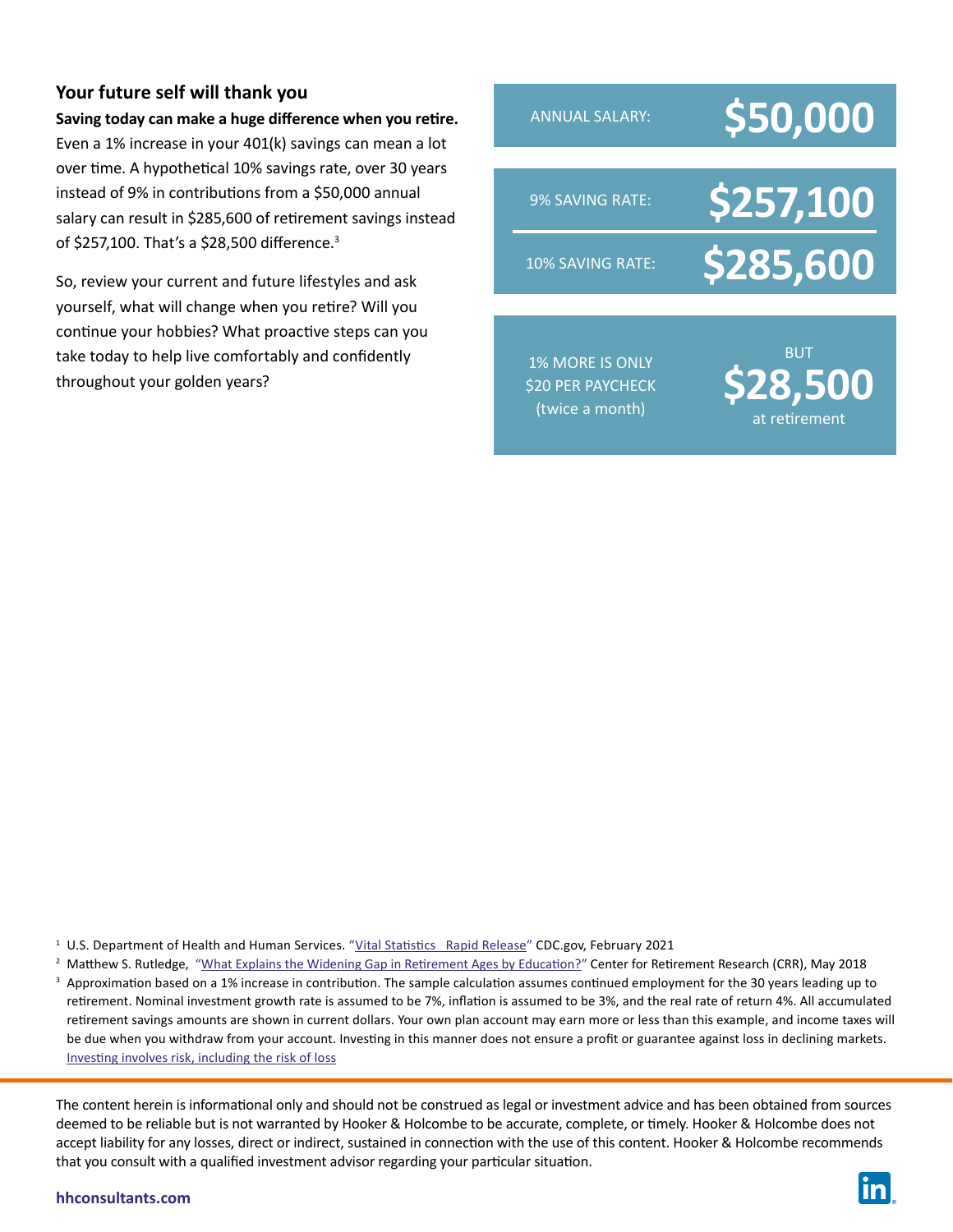## Your future self will thank you

**Saving today can make a huge difference when you retire.** Even a 1% increase in your 401(k) savings can mean a lot over time. A hypothetical 10% savings rate, over 30 years instead of 9% in contributions from a $50,000 annual salary can result in $285,600 of retirement savings instead of $257,100. That's a $28,500 difference.[3]

So, review your current and future lifestyles and ask yourself, what will change when you retire? Will you continue your hobbies? What proactive steps can you take today to help live comfortably and confidently throughout your golden years?

ANNUAL SALARY: **$50,000**

9% SAVING RATE: **$257,100**

10% SAVING RATE: **$285,600**

1% MORE IS ONLY $20 PER PAYCHECK (twice a month)

BUT **$28,500** at retirement

---

[1] U.S. Department of Health and Human Services. "Vital Statistics Rapid Release" CDC.gov, February 2021

[2] Matthew S. Rutledge, "What Explains the Widening Gap in Retirement Ages by Education?" Center for Retirement Research (CRR), May 2018

[3] Approximation based on a 1% increase in contribution. The sample calculation assumes continued employment for the 30 years leading up to retirement. Nominal investment growth rate is assumed to be 7%, inflation is assumed to be 3%, and the real rate of return 4%. All accumulated retirement savings amounts are shown in current dollars. Your own plan account may earn more or less than this example, and income taxes will be due when you withdraw from your account. Investing in this manner does not ensure a profit or guarantee against loss in declining markets. Investing involves risk, including the risk of loss

The content herein is informational only and should not be construed as legal or investment advice and has been obtained from sources deemed to be reliable but is not warranted by Hooker & Holcombe to be accurate, complete, or timely. Hooker & Holcombe does not accept liability for any losses, direct or indirect, sustained in connection with the use of this content. Hooker & Holcombe recommends that you consult with a qualified investment advisor regarding your particular situation.

**hhconsultants.com**